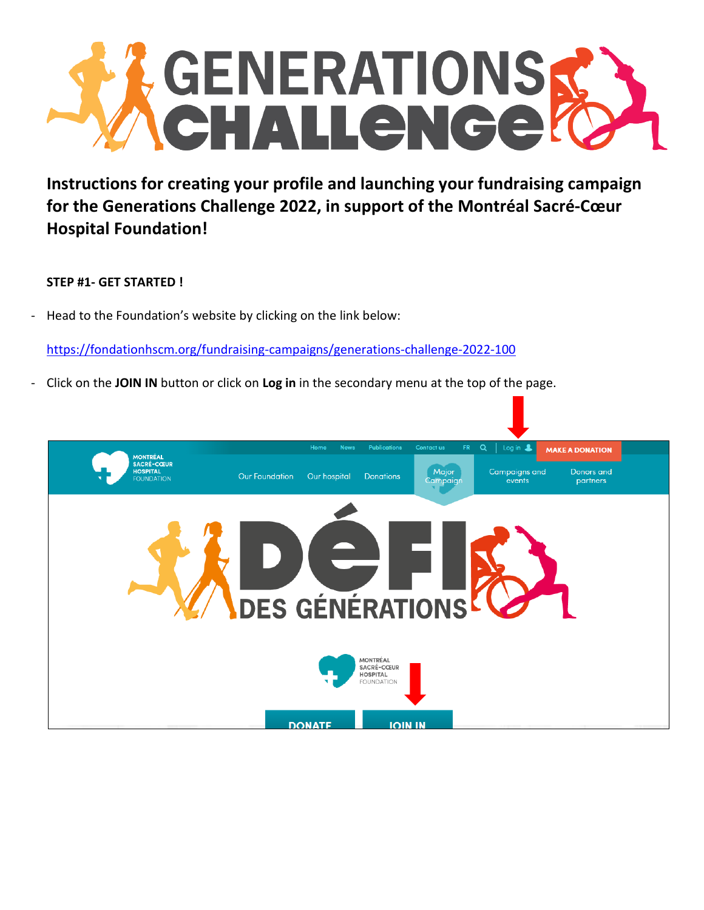# GENERATIONS CHALLENGE

**Instructions for creating your profile and launching your fundraising campaign for the Generations Challenge 2022, in support of the Montréal Sacré-Cœur Hospital Foundation!**

**STEP #1- GET STARTED !**

- Head to the Foundation's website by clicking on the link below:

  https://fondationhscm.org/fundraising-campaigns/generations-challenge-2022-100

- Click on the **JOIN IN** button or click on **Log in** in the secondary menu at the top of the page.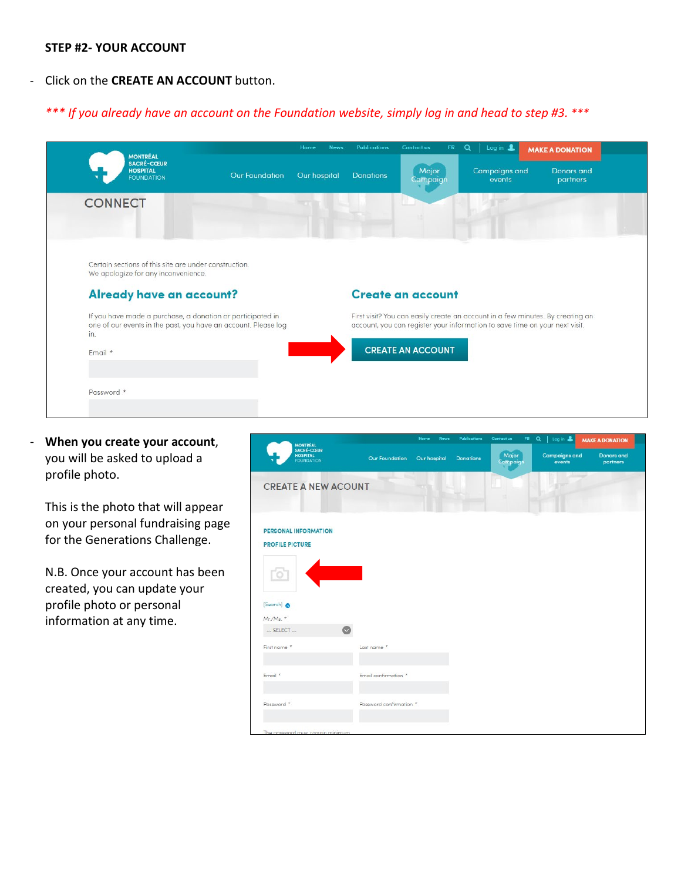**STEP #2- YOUR ACCOUNT**

- Click on the **CREATE AN ACCOUNT** button.

*\*\*\* If you already have an account on the Foundation website, simply log in and head to step #3. \*\*\**

- **When you create your account**, you will be asked to upload a profile photo.

  This is the photo that will appear on your personal fundraising page for the Generations Challenge.

  N.B. Once your account has been created, you can update your profile photo or personal information at any time.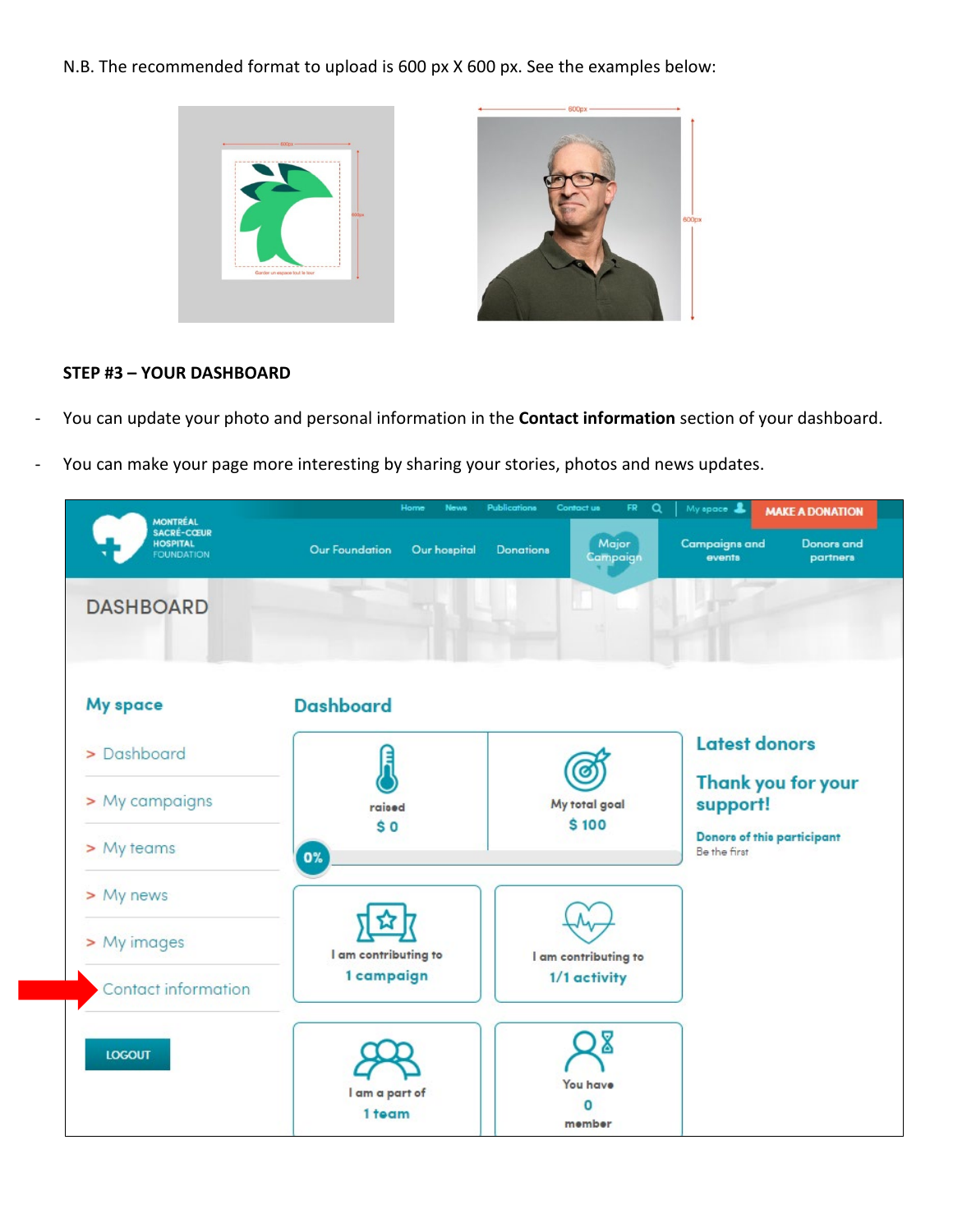N.B. The recommended format to upload is 600 px X 600 px. See the examples below:

**STEP #3 – YOUR DASHBOARD**

- You can update your photo and personal information in the **Contact information** section of your dashboard.
- You can make your page more interesting by sharing your stories, photos and news updates.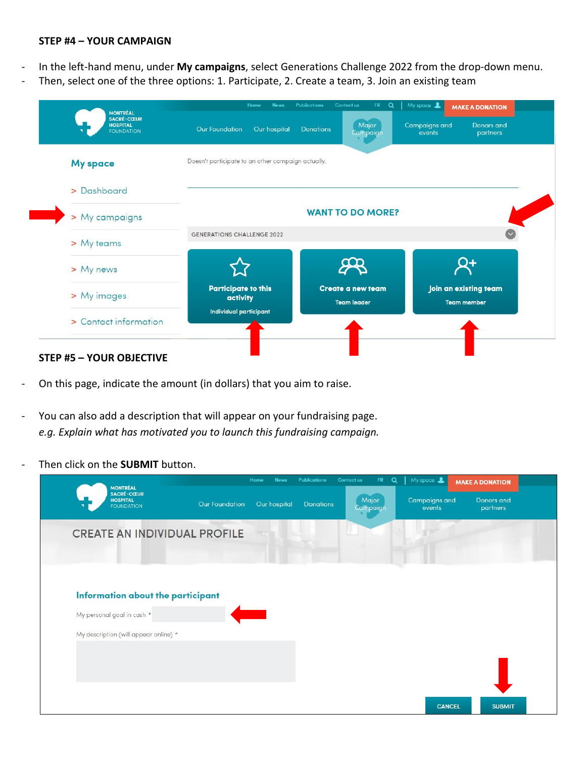**STEP #4 – YOUR CAMPAIGN**

- In the left-hand menu, under **My campaigns**, select Generations Challenge 2022 from the drop-down menu.
- Then, select one of the three options: 1. Participate, 2. Create a team, 3. Join an existing team

**STEP #5 – YOUR OBJECTIVE**

- On this page, indicate the amount (in dollars) that you aim to raise.

- You can also add a description that will appear on your fundraising page.
  *e.g. Explain what has motivated you to launch this fundraising campaign.*

- Then click on the **SUBMIT** button.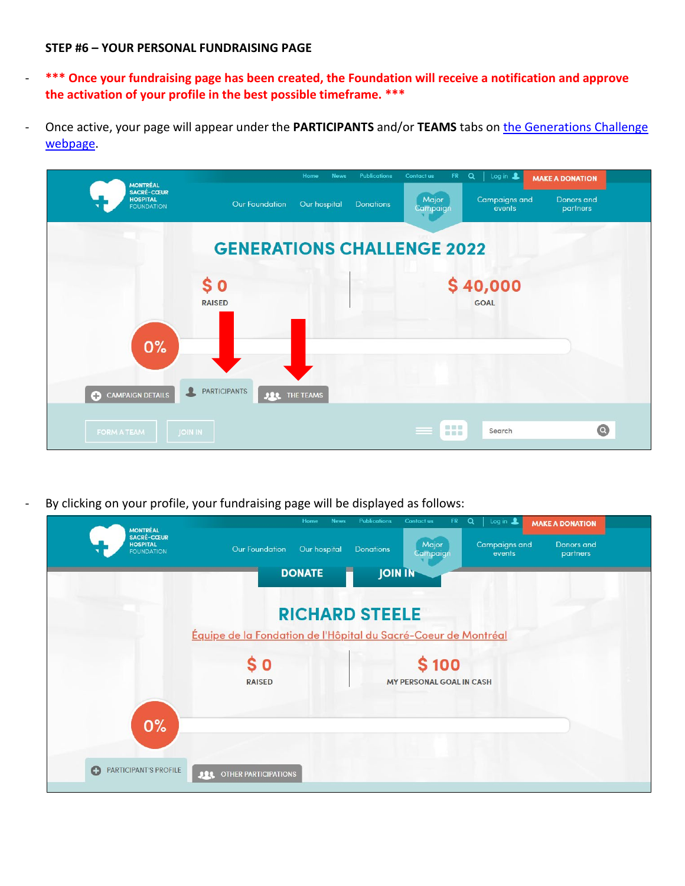**STEP #6 – YOUR PERSONAL FUNDRAISING PAGE**

- **\*\*\* Once your fundraising page has been created, the Foundation will receive a notification and approve the activation of your profile in the best possible timeframe. \*\*\***
- Once active, your page will appear under the **PARTICIPANTS** and/or **TEAMS** tabs on [the Generations Challenge webpage](#).

- By clicking on your profile, your fundraising page will be displayed as follows: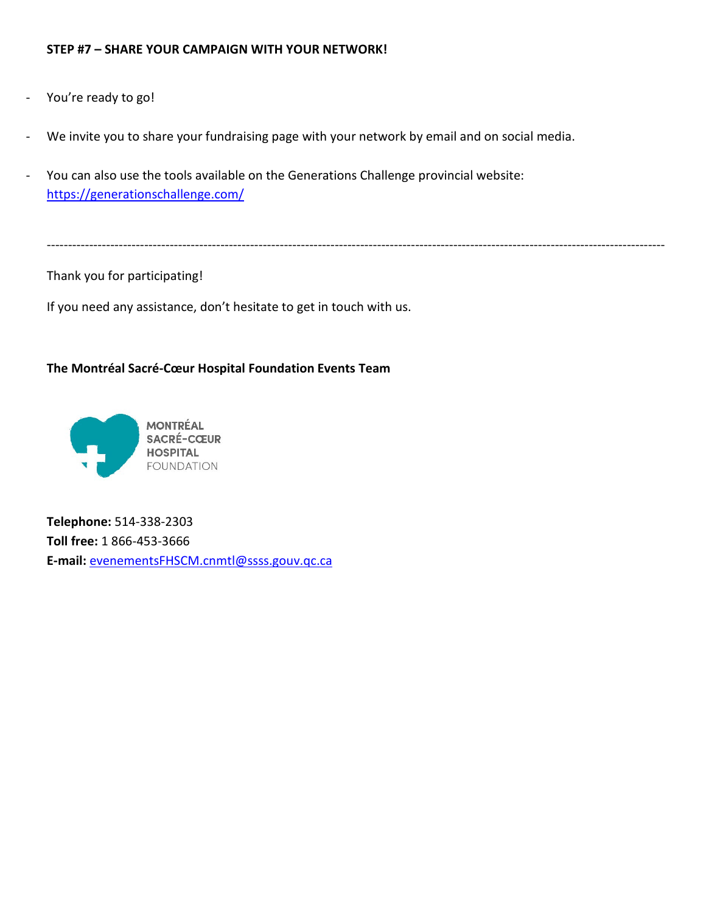**STEP #7 – SHARE YOUR CAMPAIGN WITH YOUR NETWORK!**

- You're ready to go!
- We invite you to share your fundraising page with your network by email and on social media.
- You can also use the tools available on the Generations Challenge provincial website: https://generationschallenge.com/

---

Thank you for participating!

If you need any assistance, don't hesitate to get in touch with us.

**The Montréal Sacré-Cœur Hospital Foundation Events Team**

MONTRÉAL SACRÉ-CŒUR HOSPITAL FOUNDATION

**Telephone:** 514-338-2303
**Toll free:** 1 866-453-3666
**E-mail:** evenementsFHSCM.cnmtl@ssss.gouv.qc.ca